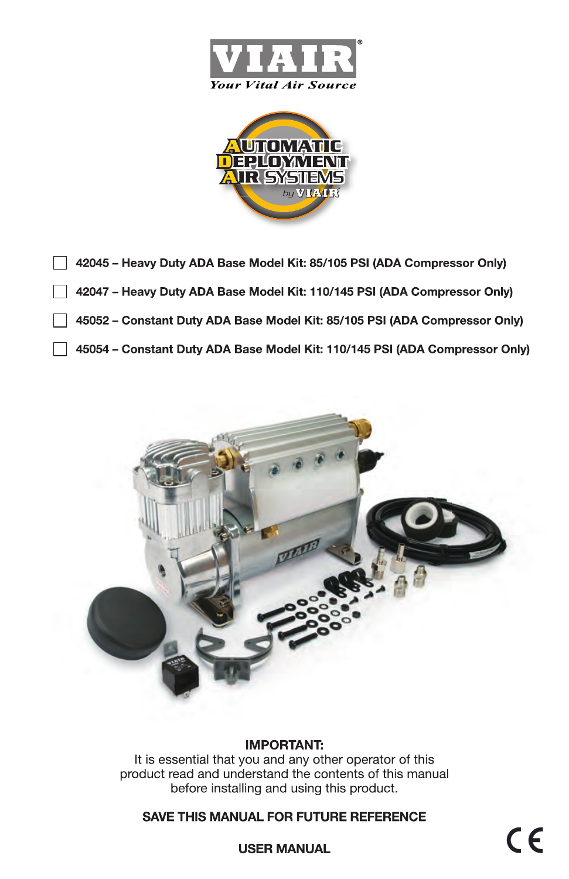VIAIR®
*Your Vital Air Source*

AUTOMATIC DEPLOYMENT AIR SYSTEMS by VIAIR

- ☐ **42045 – Heavy Duty ADA Base Model Kit: 85/105 PSI (ADA Compressor Only)**
- ☐ **42047 – Heavy Duty ADA Base Model Kit: 110/145 PSI (ADA Compressor Only)**
- ☐ **45052 – Constant Duty ADA Base Model Kit: 85/105 PSI (ADA Compressor Only)**
- ☐ **45054 – Constant Duty ADA Base Model Kit: 110/145 PSI (ADA Compressor Only)**

**IMPORTANT:**
It is essential that you and any other operator of this product read and understand the contents of this manual before installing and using this product.

**SAVE THIS MANUAL FOR FUTURE REFERENCE**

**USER MANUAL**

CE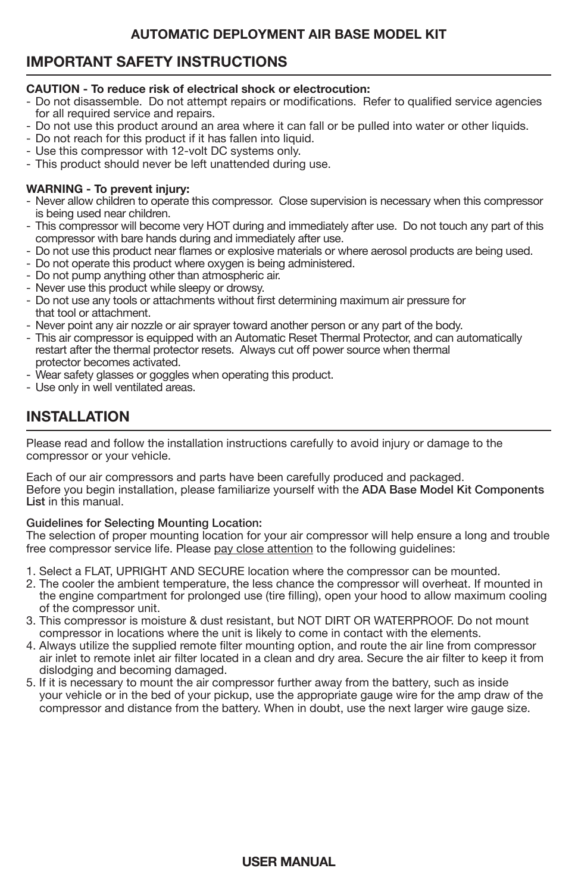## IMPORTANT SAFETY INSTRUCTIONS

**CAUTION - To reduce risk of electrical shock or electrocution:**

- Do not disassemble. Do not attempt repairs or modifications. Refer to qualified service agencies for all required service and repairs.
- Do not use this product around an area where it can fall or be pulled into water or other liquids.
- Do not reach for this product if it has fallen into liquid.
- Use this compressor with 12-volt DC systems only.
- This product should never be left unattended during use.

**WARNING - To prevent injury:**

- Never allow children to operate this compressor. Close supervision is necessary when this compressor is being used near children.
- This compressor will become very HOT during and immediately after use. Do not touch any part of this compressor with bare hands during and immediately after use.
- Do not use this product near flames or explosive materials or where aerosol products are being used.
- Do not operate this product where oxygen is being administered.
- Do not pump anything other than atmospheric air.
- Never use this product while sleepy or drowsy.
- Do not use any tools or attachments without first determining maximum air pressure for that tool or attachment.
- Never point any air nozzle or air sprayer toward another person or any part of the body.
- This air compressor is equipped with an Automatic Reset Thermal Protector, and can automatically restart after the thermal protector resets. Always cut off power source when thermal protector becomes activated.
- Wear safety glasses or goggles when operating this product.
- Use only in well ventilated areas.

## INSTALLATION

Please read and follow the installation instructions carefully to avoid injury or damage to the compressor or your vehicle.

Each of our air compressors and parts have been carefully produced and packaged.
Before you begin installation, please familiarize yourself with the **ADA Base Model Kit Components List** in this manual.

**Guidelines for Selecting Mounting Location:**
The selection of proper mounting location for your air compressor will help ensure a long and trouble free compressor service life. Please pay close attention to the following guidelines:

1. Select a FLAT, UPRIGHT AND SECURE location where the compressor can be mounted.
2. The cooler the ambient temperature, the less chance the compressor will overheat. If mounted in the engine compartment for prolonged use (tire filling), open your hood to allow maximum cooling of the compressor unit.
3. This compressor is moisture & dust resistant, but NOT DIRT OR WATERPROOF. Do not mount compressor in locations where the unit is likely to come in contact with the elements.
4. Always utilize the supplied remote filter mounting option, and route the air line from compressor air inlet to remote inlet air filter located in a clean and dry area. Secure the air filter to keep it from dislodging and becoming damaged.
5. If it is necessary to mount the air compressor further away from the battery, such as inside your vehicle or in the bed of your pickup, use the appropriate gauge wire for the amp draw of the compressor and distance from the battery. When in doubt, use the next larger wire gauge size.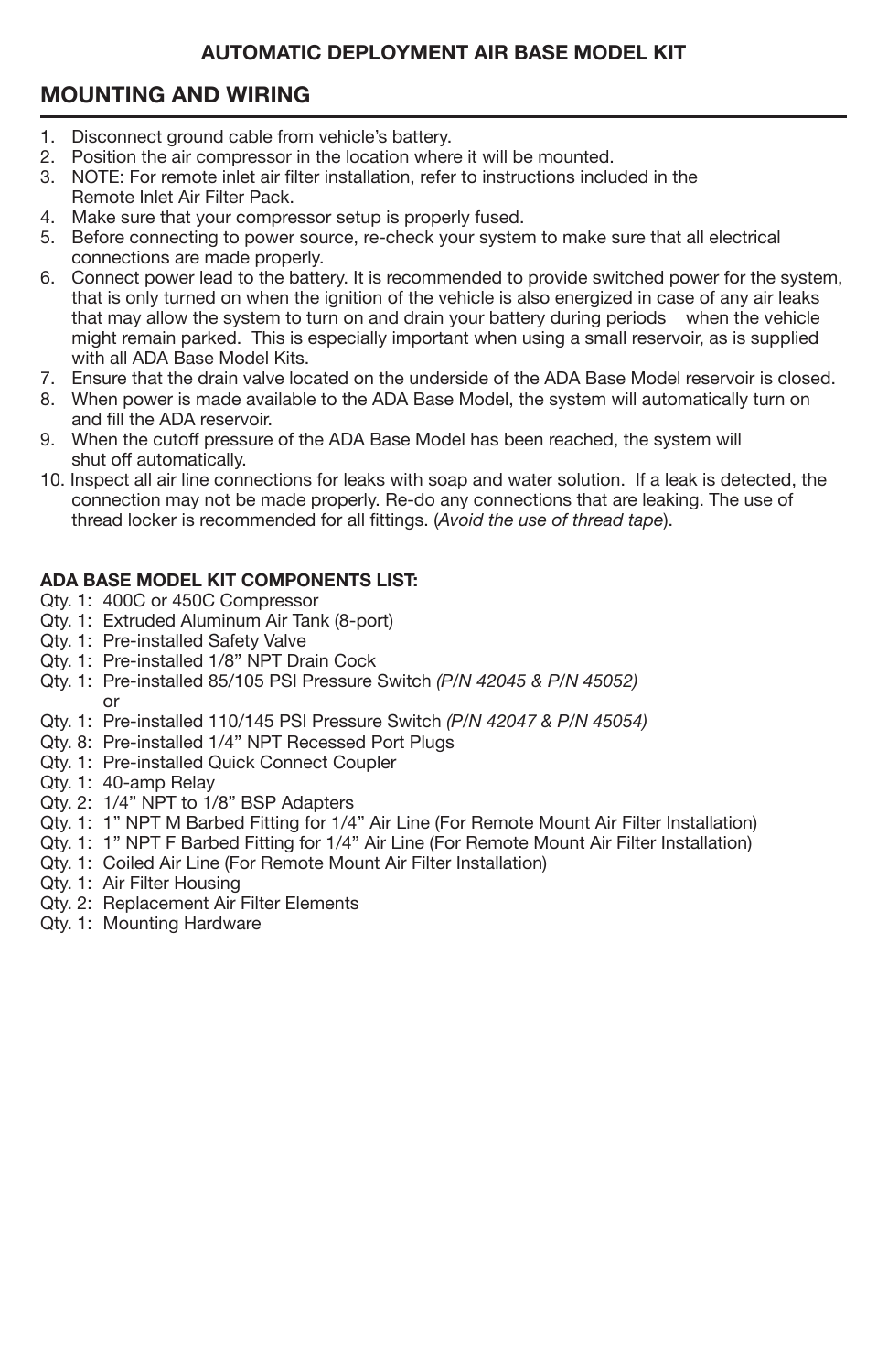**AUTOMATIC DEPLOYMENT AIR BASE MODEL KIT**

## MOUNTING AND WIRING

1. Disconnect ground cable from vehicle's battery.
2. Position the air compressor in the location where it will be mounted.
3. NOTE: For remote inlet air filter installation, refer to instructions included in the Remote Inlet Air Filter Pack.
4. Make sure that your compressor setup is properly fused.
5. Before connecting to power source, re-check your system to make sure that all electrical connections are made properly.
6. Connect power lead to the battery. It is recommended to provide switched power for the system, that is only turned on when the ignition of the vehicle is also energized in case of any air leaks that may allow the system to turn on and drain your battery during periods when the vehicle might remain parked. This is especially important when using a small reservoir, as is supplied with all ADA Base Model Kits.
7. Ensure that the drain valve located on the underside of the ADA Base Model reservoir is closed.
8. When power is made available to the ADA Base Model, the system will automatically turn on and fill the ADA reservoir.
9. When the cutoff pressure of the ADA Base Model has been reached, the system will shut off automatically.
10. Inspect all air line connections for leaks with soap and water solution. If a leak is detected, the connection may not be made properly. Re-do any connections that are leaking. The use of thread locker is recommended for all fittings. (*Avoid the use of thread tape*).

**ADA BASE MODEL KIT COMPONENTS LIST:**

Qty. 1: 400C or 450C Compressor
Qty. 1: Extruded Aluminum Air Tank (8-port)
Qty. 1: Pre-installed Safety Valve
Qty. 1: Pre-installed 1/8" NPT Drain Cock
Qty. 1: Pre-installed 85/105 PSI Pressure Switch *(P/N 42045 & P/N 45052)*
or
Qty. 1: Pre-installed 110/145 PSI Pressure Switch *(P/N 42047 & P/N 45054)*
Qty. 8: Pre-installed 1/4" NPT Recessed Port Plugs
Qty. 1: Pre-installed Quick Connect Coupler
Qty. 1: 40-amp Relay
Qty. 2: 1/4" NPT to 1/8" BSP Adapters
Qty. 1: 1" NPT M Barbed Fitting for 1/4" Air Line (For Remote Mount Air Filter Installation)
Qty. 1: 1" NPT F Barbed Fitting for 1/4" Air Line (For Remote Mount Air Filter Installation)
Qty. 1: Coiled Air Line (For Remote Mount Air Filter Installation)
Qty. 1: Air Filter Housing
Qty. 2: Replacement Air Filter Elements
Qty. 1: Mounting Hardware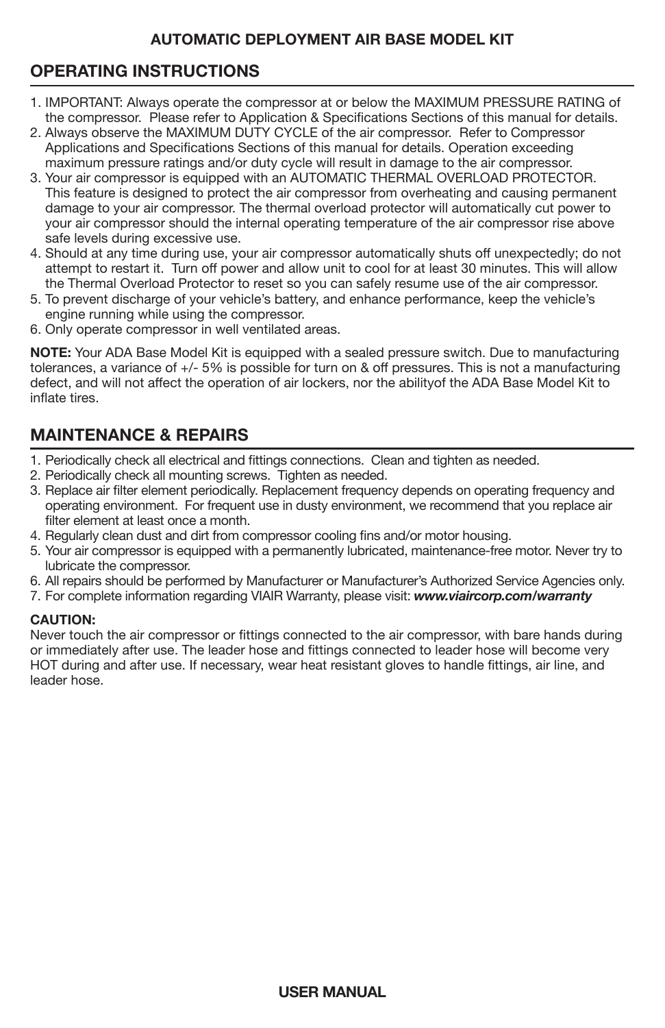## OPERATING INSTRUCTIONS

1. IMPORTANT: Always operate the compressor at or below the MAXIMUM PRESSURE RATING of the compressor. Please refer to Application & Specifications Sections of this manual for details.
2. Always observe the MAXIMUM DUTY CYCLE of the air compressor. Refer to Compressor Applications and Specifications Sections of this manual for details. Operation exceeding maximum pressure ratings and/or duty cycle will result in damage to the air compressor.
3. Your air compressor is equipped with an AUTOMATIC THERMAL OVERLOAD PROTECTOR. This feature is designed to protect the air compressor from overheating and causing permanent damage to your air compressor. The thermal overload protector will automatically cut power to your air compressor should the internal operating temperature of the air compressor rise above safe levels during excessive use.
4. Should at any time during use, your air compressor automatically shuts off unexpectedly; do not attempt to restart it. Turn off power and allow unit to cool for at least 30 minutes. This will allow the Thermal Overload Protector to reset so you can safely resume use of the air compressor.
5. To prevent discharge of your vehicle's battery, and enhance performance, keep the vehicle's engine running while using the compressor.
6. Only operate compressor in well ventilated areas.

**NOTE:** Your ADA Base Model Kit is equipped with a sealed pressure switch. Due to manufacturing tolerances, a variance of +/- 5% is possible for turn on & off pressures. This is not a manufacturing defect, and will not affect the operation of air lockers, nor the abilityof the ADA Base Model Kit to inflate tires.

## MAINTENANCE & REPAIRS

1. Periodically check all electrical and fittings connections. Clean and tighten as needed.
2. Periodically check all mounting screws. Tighten as needed.
3. Replace air filter element periodically. Replacement frequency depends on operating frequency and operating environment. For frequent use in dusty environment, we recommend that you replace air filter element at least once a month.
4. Regularly clean dust and dirt from compressor cooling fins and/or motor housing.
5. Your air compressor is equipped with a permanently lubricated, maintenance-free motor. Never try to lubricate the compressor.
6. All repairs should be performed by Manufacturer or Manufacturer's Authorized Service Agencies only.
7. For complete information regarding VIAIR Warranty, please visit: ***www.viaircorp.com/warranty***

**CAUTION:**
Never touch the air compressor or fittings connected to the air compressor, with bare hands during or immediately after use. The leader hose and fittings connected to leader hose will become very HOT during and after use. If necessary, wear heat resistant gloves to handle fittings, air line, and leader hose.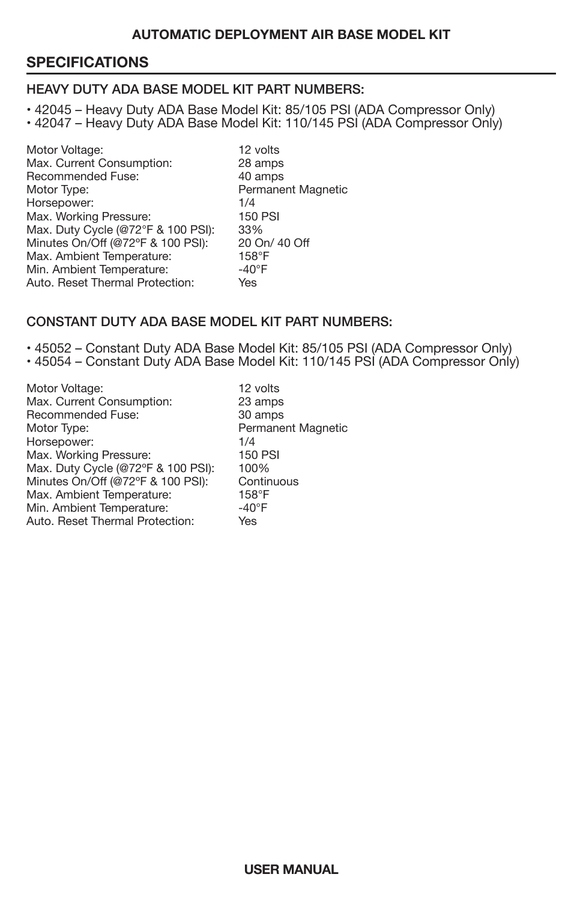## SPECIFICATIONS

### HEAVY DUTY ADA BASE MODEL KIT PART NUMBERS:

- 42045 – Heavy Duty ADA Base Model Kit: 85/105 PSI (ADA Compressor Only)
- 42047 – Heavy Duty ADA Base Model Kit: 110/145 PSI (ADA Compressor Only)

| | |
|---|---|
| Motor Voltage: | 12 volts |
| Max. Current Consumption: | 28 amps |
| Recommended Fuse: | 40 amps |
| Motor Type: | Permanent Magnetic |
| Horsepower: | 1/4 |
| Max. Working Pressure: | 150 PSI |
| Max. Duty Cycle (@72°F & 100 PSI): | 33% |
| Minutes On/Off (@72ºF & 100 PSI): | 20 On/ 40 Off |
| Max. Ambient Temperature: | 158°F |
| Min. Ambient Temperature: | -40°F |
| Auto. Reset Thermal Protection: | Yes |

### CONSTANT DUTY ADA BASE MODEL KIT PART NUMBERS:

- 45052 – Constant Duty ADA Base Model Kit: 85/105 PSI (ADA Compressor Only)
- 45054 – Constant Duty ADA Base Model Kit: 110/145 PSI (ADA Compressor Only)

| | |
|---|---|
| Motor Voltage: | 12 volts |
| Max. Current Consumption: | 23 amps |
| Recommended Fuse: | 30 amps |
| Motor Type: | Permanent Magnetic |
| Horsepower: | 1/4 |
| Max. Working Pressure: | 150 PSI |
| Max. Duty Cycle (@72°F & 100 PSI): | 100% |
| Minutes On/Off (@72ºF & 100 PSI): | Continuous |
| Max. Ambient Temperature: | 158°F |
| Min. Ambient Temperature: | -40°F |
| Auto. Reset Thermal Protection: | Yes |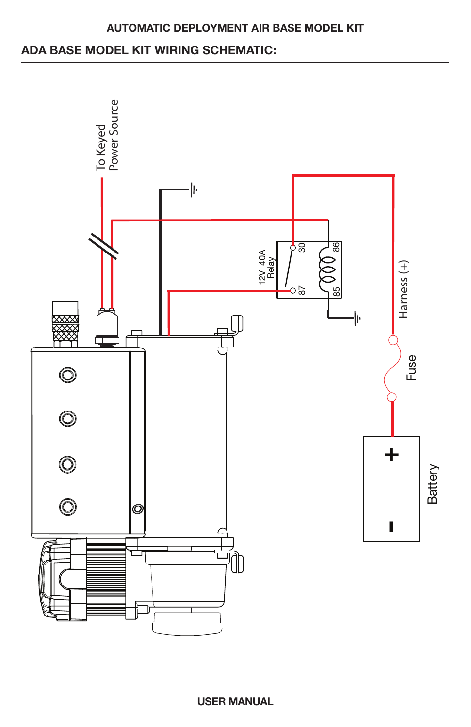AUTOMATIC DEPLOYMENT AIR BASE MODEL KIT

## ADA BASE MODEL KIT WIRING SCHEMATIC:

To Keyed Power Source

12V 40A Relay

30

86

87

85

Harness (+)

Fuse

+

-

Battery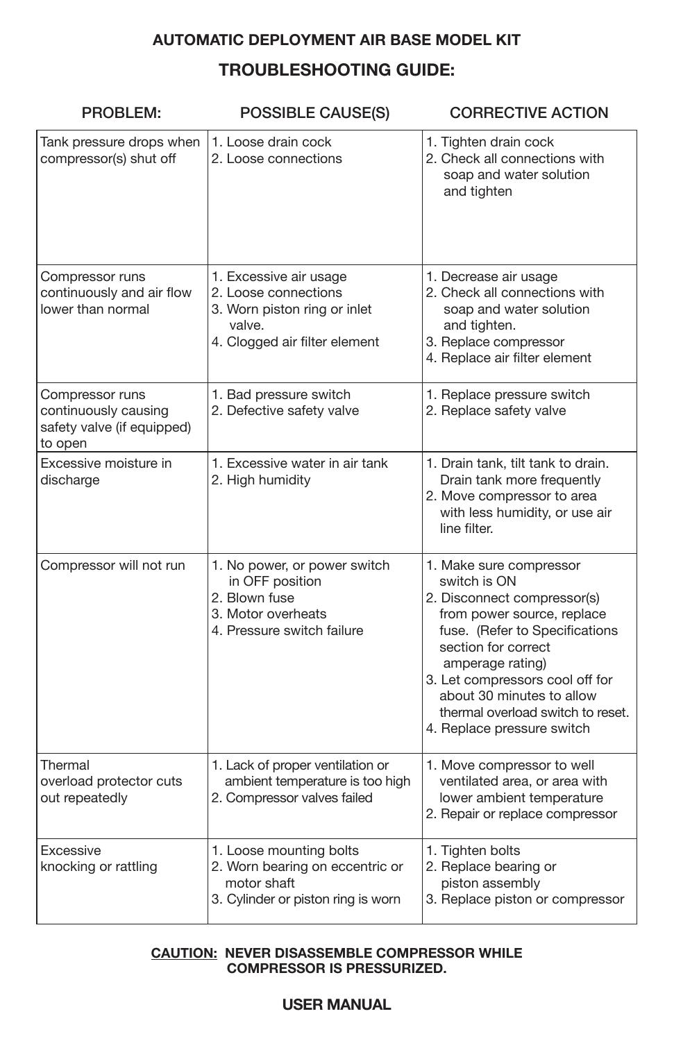**AUTOMATIC DEPLOYMENT AIR BASE MODEL KIT**

## TROUBLESHOOTING GUIDE:

| PROBLEM: | POSSIBLE CAUSE(S) | CORRECTIVE ACTION |
|---|---|---|
| Tank pressure drops when compressor(s) shut off | 1. Loose drain cock<br>2. Loose connections | 1. Tighten drain cock<br>2. Check all connections with soap and water solution and tighten |
| Compressor runs continuously and air flow lower than normal | 1. Excessive air usage<br>2. Loose connections<br>3. Worn piston ring or inlet valve.<br>4. Clogged air filter element | 1. Decrease air usage<br>2. Check all connections with soap and water solution and tighten.<br>3. Replace compressor<br>4. Replace air filter element |
| Compressor runs continuously causing safety valve (if equipped) to open | 1. Bad pressure switch<br>2. Defective safety valve | 1. Replace pressure switch<br>2. Replace safety valve |
| Excessive moisture in discharge | 1. Excessive water in air tank<br>2. High humidity | 1. Drain tank, tilt tank to drain. Drain tank more frequently<br>2. Move compressor to area with less humidity, or use air line filter. |
| Compressor will not run | 1. No power, or power switch in OFF position<br>2. Blown fuse<br>3. Motor overheats<br>4. Pressure switch failure | 1. Make sure compressor switch is ON<br>2. Disconnect compressor(s) from power source, replace fuse. (Refer to Specifications section for correct amperage rating)<br>3. Let compressors cool off for about 30 minutes to allow thermal overload switch to reset.<br>4. Replace pressure switch |
| Thermal overload protector cuts out repeatedly | 1. Lack of proper ventilation or ambient temperature is too high<br>2. Compressor valves failed | 1. Move compressor to well ventilated area, or area with lower ambient temperature<br>2. Repair or replace compressor |
| Excessive knocking or rattling | 1. Loose mounting bolts<br>2. Worn bearing on eccentric or motor shaft<br>3. Cylinder or piston ring is worn | 1. Tighten bolts<br>2. Replace bearing or piston assembly<br>3. Replace piston or compressor |

**CAUTION: NEVER DISASSEMBLE COMPRESSOR WHILE COMPRESSOR IS PRESSURIZED.**

**USER MANUAL**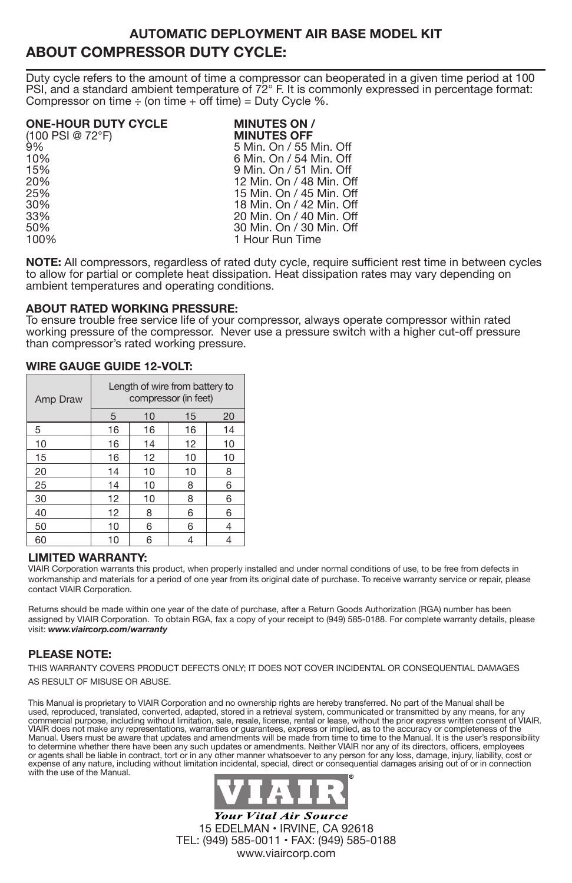### AUTOMATIC DEPLOYMENT AIR BASE MODEL KIT

## ABOUT COMPRESSOR DUTY CYCLE:

Duty cycle refers to the amount of time a compressor can beoperated in a given time period at 100 PSI, and a standard ambient temperature of 72° F. It is commonly expressed in percentage format: Compressor on time ÷ (on time + off time) = Duty Cycle %.

| ONE-HOUR DUTY CYCLE (100 PSI @ 72°F) | MINUTES ON / MINUTES OFF |
|---|---|
| 9% | 5 Min. On / 55 Min. Off |
| 10% | 6 Min. On / 54 Min. Off |
| 15% | 9 Min. On / 51 Min. Off |
| 20% | 12 Min. On / 48 Min. Off |
| 25% | 15 Min. On / 45 Min. Off |
| 30% | 18 Min. On / 42 Min. Off |
| 33% | 20 Min. On / 40 Min. Off |
| 50% | 30 Min. On / 30 Min. Off |
| 100% | 1 Hour Run Time |

**NOTE:** All compressors, regardless of rated duty cycle, require sufficient rest time in between cycles to allow for partial or complete heat dissipation. Heat dissipation rates may vary depending on ambient temperatures and operating conditions.

**ABOUT RATED WORKING PRESSURE:**
To ensure trouble free service life of your compressor, always operate compressor within rated working pressure of the compressor. Never use a pressure switch with a higher cut-off pressure than compressor's rated working pressure.

**WIRE GAUGE GUIDE 12-VOLT:**

| Amp Draw | Length of wire from battery to compressor (in feet) | | | |
|---|---|---|---|---|
| | 5 | 10 | 15 | 20 |
| 5 | 16 | 16 | 16 | 14 |
| 10 | 16 | 14 | 12 | 10 |
| 15 | 16 | 12 | 10 | 10 |
| 20 | 14 | 10 | 10 | 8 |
| 25 | 14 | 10 | 8 | 6 |
| 30 | 12 | 10 | 8 | 6 |
| 40 | 12 | 8 | 6 | 6 |
| 50 | 10 | 6 | 6 | 4 |
| 60 | 10 | 6 | 4 | 4 |

**LIMITED WARRANTY:**
VIAIR Corporation warrants this product, when properly installed and under normal conditions of use, to be free from defects in workmanship and materials for a period of one year from its original date of purchase. To receive warranty service or repair, please contact VIAIR Corporation.

Returns should be made within one year of the date of purchase, after a Return Goods Authorization (RGA) number has been assigned by VIAIR Corporation. To obtain RGA, fax a copy of your receipt to (949) 585-0188. For complete warranty details, please visit: ***www.viaircorp.com/warranty***

**PLEASE NOTE:**

THIS WARRANTY COVERS PRODUCT DEFECTS ONLY; IT DOES NOT COVER INCIDENTAL OR CONSEQUENTIAL DAMAGES AS RESULT OF MISUSE OR ABUSE.

This Manual is proprietary to VIAIR Corporation and no ownership rights are hereby transferred. No part of the Manual shall be used, reproduced, translated, converted, adapted, stored in a retrieval system, communicated or transmitted by any means, for any commercial purpose, including without limitation, sale, resale, license, rental or lease, without the prior express written consent of VIAIR. VIAIR does not make any representations, warranties or guarantees, express or implied, as to the accuracy or completeness of the Manual. Users must be aware that updates and amendments will be made from time to time to the Manual. It is the user's responsibility to determine whether there have been any such updates or amendments. Neither VIAIR nor any of its directors, officers, employees or agents shall be liable in contract, tort or in any other manner whatsoever to any person for any loss, damage, injury, liability, cost or expense of any nature, including without limitation incidental, special, direct or consequential damages arising out of or in connection with the use of the Manual.

VIAIR®

*Your Vital Air Source*

15 EDELMAN • IRVINE, CA 92618
TEL: (949) 585-0011 • FAX: (949) 585-0188
www.viaircorp.com